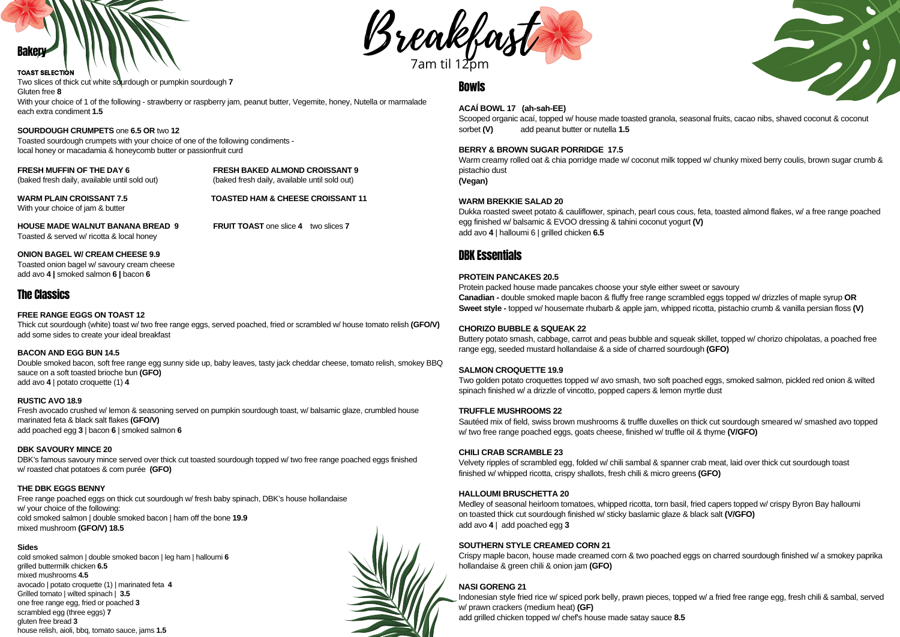# Breakfast

7am til 12pm

## Bakery

**TOAST SELECTION**

Two slices of thick cut white sourdough or pumpkin sourdough **7**
Gluten free **8**
With your choice of 1 of the following - strawberry or raspberry jam, peanut butter, Vegemite, honey, Nutella or marmalade
each extra condiment **1.5**

**SOURDOUGH CRUMPETS** one **6.5 OR** two **12**
Toasted sourdough crumpets with your choice of one of the following condiments -
local honey or macadamia & honeycomb butter or passionfruit curd

**FRESH MUFFIN OF THE DAY 6**
(baked fresh daily, available until sold out)

**FRESH BAKED ALMOND CROISSANT 9**
(baked fresh daily, available until sold out)

**WARM PLAIN CROISSANT 7.5**
With your choice of jam & butter

**TOASTED HAM & CHEESE CROISSANT 11**

**HOUSE MADE WALNUT BANANA BREAD 9**
Toasted & served w/ ricotta & local honey

**FRUIT TOAST** one slice **4** two slices **7**

**ONION BAGEL W/ CREAM CHEESE 9.9**
Toasted onion bagel w/ savoury cream cheese
add avo **4 |** smoked salmon **6 |** bacon **6**

## The Classics

**FREE RANGE EGGS ON TOAST 12**
Thick cut sourdough (white) toast w/ two free range eggs, served poached, fried or scrambled w/ house tomato relish **(GFO/V)**
add some sides to create your ideal breakfast

**BACON AND EGG BUN 14.5**
Double smoked bacon, soft free range egg sunny side up, baby leaves, tasty jack cheddar cheese, tomato relish, smokey BBQ sauce on a soft toasted brioche bun **(GFO)**
add avo **4** | potato croquette (1) **4**

**RUSTIC AVO 18.9**
Fresh avocado crushed w/ lemon & seasoning served on pumpkin sourdough toast, w/ balsamic glaze, crumbled house marinated feta & black salt flakes **(GFO/V)**
add poached egg **3** | bacon **6** | smoked salmon **6**

**DBK SAVOURY MINCE 20**
DBK's famous savoury mince served over thick cut toasted sourdough topped w/ two free range poached eggs finished w/ roasted chat potatoes & corn purée **(GFO)**

**THE DBK EGGS BENNY**
Free range poached eggs on thick cut sourdough w/ fresh baby spinach, DBK's house hollandaise
w/ your choice of the following:
cold smoked salmon | double smoked bacon | ham off the bone **19.9**
mixed mushroom **(GFO/V) 18.5**

**Sides**
cold smoked salmon | double smoked bacon | leg ham | halloumi **6**
grilled buttermilk chicken **6.5**
mixed mushrooms **4.5**
avocado | potato croquette (1) | marinated feta **4**
Grilled tomato | wilted spinach | **3.5**
one free range egg, fried or poached **3**
scrambled egg (three eggs) **7**
gluten free bread **3**
house relish, aioli, bbq, tomato sauce, jams **1.5**

## Bowls

**ACAÍ BOWL 17 (ah-sah-EE)**
Scooped organic acaí, topped w/ house made toasted granola, seasonal fruits, cacao nibs, shaved coconut & coconut sorbet **(V)** add peanut butter or nutella **1.5**

**BERRY & BROWN SUGAR PORRIDGE 17.5**
Warm creamy rolled oat & chia porridge made w/ coconut milk topped w/ chunky mixed berry coulis, brown sugar crumb & pistachio dust
**(Vegan)**

**WARM BREKKIE SALAD 20**
Dukka roasted sweet potato & cauliflower, spinach, pearl cous cous, feta, toasted almond flakes, w/ a free range poached egg finished w/ balsamic & EVOO dressing & tahini coconut yogurt **(V)**
add avo **4** | halloumi 6 | grilled chicken **6.5**

## DBK Essentials

**PROTEIN PANCAKES 20.5**
Protein packed house made pancakes choose your style either sweet or savoury
**Canadian -** double smoked maple bacon & fluffy free range scrambled eggs topped w/ drizzles of maple syrup **OR**
**Sweet style -** topped w/ housemate rhubarb & apple jam, whipped ricotta, pistachio crumb & vanilla persian floss **(V)**

**CHORIZO BUBBLE & SQUEAK 22**
Buttery potato smash, cabbage, carrot and peas bubble and squeak skillet, topped w/ chorizo chipolatas, a poached free range egg, seeded mustard hollandaise & a side of charred sourdough **(GFO)**

**SALMON CROQUETTE 19.9**
Two golden potato croquettes topped w/ avo smash, two soft poached eggs, smoked salmon, pickled red onion & wilted spinach finished w/ a drizzle of vincotto, popped capers & lemon myrtle dust

**TRUFFLE MUSHROOMS 22**
Sautéed mix of field, swiss brown mushrooms & truffle duxelles on thick cut sourdough smeared w/ smashed avo topped w/ two free range poached eggs, goats cheese, finished w/ truffle oil & thyme **(V/GFO)**

**CHILI CRAB SCRAMBLE 23**
Velvety ripples of scrambled egg, folded w/ chili sambal & spanner crab meat, laid over thick cut sourdough toast finished w/ whipped ricotta, crispy shallots, fresh chili & micro greens **(GFO)**

**HALLOUMI BRUSCHETTA 20**
Medley of seasonal heirloom tomatoes, whipped ricotta, torn basil, fried capers topped w/ crispy Byron Bay halloumi on toasted thick cut sourdough finished w/ sticky baslamic glaze & black salt **(V/GFO)**
add avo **4** | add poached egg **3**

**SOUTHERN STYLE CREAMED CORN 21**
Crispy maple bacon, house made creamed corn & two poached eggs on charred sourdough finished w/ a smokey paprika hollandaise & green chili & onion jam **(GFO)**

**NASI GORENG 21**
Indonesian style fried rice w/ spiced pork belly, prawn pieces, topped w/ a fried free range egg, fresh chili & sambal, served w/ prawn crackers (medium heat) **(GF)**
add grilled chicken topped w/ chef's house made satay sauce **8.5**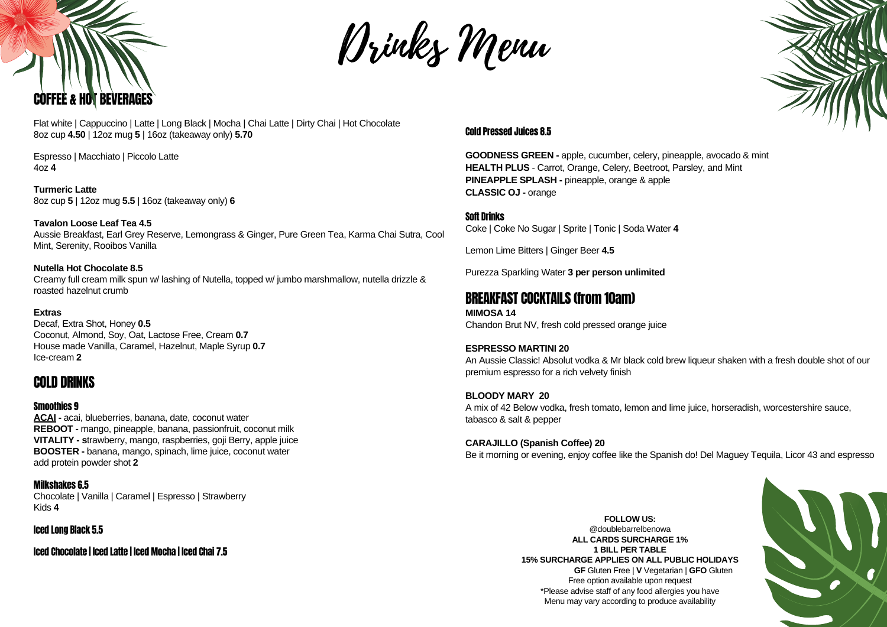# Drinks Menu

## COFFEE & HOT BEVERAGES

Flat white | Cappuccino | Latte | Long Black | Mocha | Chai Latte | Dirty Chai | Hot Chocolate
8oz cup **4.50** | 12oz mug **5** | 16oz (takeaway only) **5.70**

Espresso | Macchiato | Piccolo Latte
4oz **4**

**Turmeric Latte**
8oz cup **5** | 12oz mug **5.5** | 16oz (takeaway only) **6**

**Tavalon Loose Leaf Tea 4.5**
Aussie Breakfast, Earl Grey Reserve, Lemongrass & Ginger, Pure Green Tea, Karma Chai Sutra, Cool Mint, Serenity, Rooibos Vanilla

**Nutella Hot Chocolate 8.5**
Creamy full cream milk spun w/ lashing of Nutella, topped w/ jumbo marshmallow, nutella drizzle & roasted hazelnut crumb

**Extras**
Decaf, Extra Shot, Honey **0.5**
Coconut, Almond, Soy, Oat, Lactose Free, Cream **0.7**
House made Vanilla, Caramel, Hazelnut, Maple Syrup **0.7**
Ice-cream **2**

## COLD DRINKS

### Smoothies 9

**ACAI -** acai, blueberries, banana, date, coconut water
**REBOOT -** mango, pineapple, banana, passionfruit, coconut milk
**VITALITY - s**trawberry, mango, raspberries, goji Berry, apple juice
**BOOSTER -** banana, mango, spinach, lime juice, coconut water
add protein powder shot **2**

### Milkshakes 6.5

Chocolate | Vanilla | Caramel | Espresso | Strawberry
Kids **4**

### Iced Long Black 5.5

### Iced Chocolate | Iced Latte | Iced Mocha | Iced Chai 7.5

### Cold Pressed Juices 8.5

**GOODNESS GREEN -** apple, cucumber, celery, pineapple, avocado & mint
**HEALTH PLUS** - Carrot, Orange, Celery, Beetroot, Parsley, and Mint
**PINEAPPLE SPLASH -** pineapple, orange & apple
**CLASSIC OJ -** orange

### Soft Drinks

Coke | Coke No Sugar | Sprite | Tonic | Soda Water **4**

Lemon Lime Bitters | Ginger Beer **4.5**

Purezza Sparkling Water **3 per person unlimited**

## BREAKFAST COCKTAILS (from 10am)

**MIMOSA 14**
Chandon Brut NV, fresh cold pressed orange juice

**ESPRESSO MARTINI 20**
An Aussie Classic! Absolut vodka & Mr black cold brew liqueur shaken with a fresh double shot of our premium espresso for a rich velvety finish

**BLOODY MARY 20**
A mix of 42 Below vodka, fresh tomato, lemon and lime juice, horseradish, worcestershire sauce, tabasco & salt & pepper

**CARAJILLO (Spanish Coffee) 20**
Be it morning or evening, enjoy coffee like the Spanish do! Del Maguey Tequila, Licor 43 and espresso

**FOLLOW US:**
@doublebarrelbenowa
**ALL CARDS SURCHARGE 1%**
**1 BILL PER TABLE**
**15% SURCHARGE APPLIES ON ALL PUBLIC HOLIDAYS**
**GF** Gluten Free | **V** Vegetarian | **GFO** Gluten Free option available upon request
*Please advise staff of any food allergies you have
Menu may vary according to produce availability